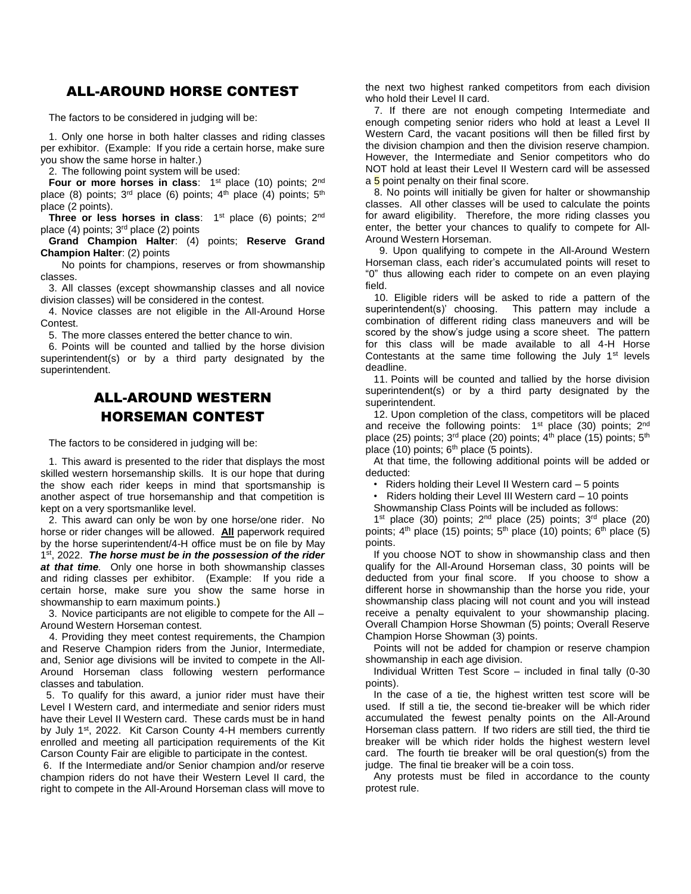## ALL-AROUND HORSE CONTEST

The factors to be considered in judging will be:

1. Only one horse in both halter classes and riding classes per exhibitor. (Example: If you ride a certain horse, make sure you show the same horse in halter.)

2. The following point system will be used:

**Four or more horses in class**: 1st place (10) points; 2nd place (8) points; 3rd place (6) points; 4th place (4) points; 5th place (2 points).

**Three or less horses in class**: 1st place (6) points; 2nd place (4) points; 3rd place (2) points

**Grand Champion Halter**: (4) points; **Reserve Grand Champion Halter**: (2) points

No points for champions, reserves or from showmanship classes.

3. All classes (except showmanship classes and all novice division classes) will be considered in the contest.

4. Novice classes are not eligible in the All-Around Horse Contest.

5. The more classes entered the better chance to win.

6. Points will be counted and tallied by the horse division superintendent(s) or by a third party designated by the superintendent.

## ALL-AROUND WESTERN HORSEMAN CONTEST

The factors to be considered in judging will be:

1. This award is presented to the rider that displays the most skilled western horsemanship skills. It is our hope that during the show each rider keeps in mind that sportsmanship is another aspect of true horsemanship and that competition is kept on a very sportsmanlike level.

2. This award can only be won by one horse/one rider. No horse or rider changes will be allowed. **All** paperwork required by the horse superintendent/4-H office must be on file by May 1st, 2022. ***The horse must be in the possession of the rider at that time.*** Only one horse in both showmanship classes and riding classes per exhibitor. (Example: If you ride a certain horse, make sure you show the same horse in showmanship to earn maximum points.)

3. Novice participants are not eligible to compete for the All – Around Western Horseman contest.

4. Providing they meet contest requirements, the Champion and Reserve Champion riders from the Junior, Intermediate, and, Senior age divisions will be invited to compete in the All-Around Horseman class following western performance classes and tabulation.

5. To qualify for this award, a junior rider must have their Level I Western card, and intermediate and senior riders must have their Level II Western card. These cards must be in hand by July 1st, 2022. Kit Carson County 4-H members currently enrolled and meeting all participation requirements of the Kit Carson County Fair are eligible to participate in the contest.

6. If the Intermediate and/or Senior champion and/or reserve champion riders do not have their Western Level II card, the right to compete in the All-Around Horseman class will move to the next two highest ranked competitors from each division who hold their Level II card.

7. If there are not enough competing Intermediate and enough competing senior riders who hold at least a Level II Western Card, the vacant positions will then be filled first by the division champion and then the division reserve champion. However, the Intermediate and Senior competitors who do NOT hold at least their Level II Western card will be assessed a 5 point penalty on their final score.

8. No points will initially be given for halter or showmanship classes. All other classes will be used to calculate the points for award eligibility. Therefore, the more riding classes you enter, the better your chances to qualify to compete for All-Around Western Horseman.

9. Upon qualifying to compete in the All-Around Western Horseman class, each rider's accumulated points will reset to "0" thus allowing each rider to compete on an even playing field.

10. Eligible riders will be asked to ride a pattern of the superintendent(s)' choosing. This pattern may include a combination of different riding class maneuvers and will be scored by the show's judge using a score sheet. The pattern for this class will be made available to all 4-H Horse Contestants at the same time following the July 1st levels deadline.

11. Points will be counted and tallied by the horse division superintendent(s) or by a third party designated by the superintendent.

12. Upon completion of the class, competitors will be placed and receive the following points: 1st place (30) points; 2nd place (25) points; 3rd place (20) points; 4th place (15) points; 5th place (10) points; 6th place (5 points).

At that time, the following additional points will be added or deducted:

- Riders holding their Level II Western card – 5 points
- Riders holding their Level III Western card – 10 points

Showmanship Class Points will be included as follows:

1st place (30) points; 2nd place (25) points; 3rd place (20) points; 4th place (15) points; 5th place (10) points; 6th place (5) points.

If you choose NOT to show in showmanship class and then qualify for the All-Around Horseman class, 30 points will be deducted from your final score. If you choose to show a different horse in showmanship than the horse you ride, your showmanship class placing will not count and you will instead receive a penalty equivalent to your showmanship placing. Overall Champion Horse Showman (5) points; Overall Reserve Champion Horse Showman (3) points.

Points will not be added for champion or reserve champion showmanship in each age division.

Individual Written Test Score – included in final tally (0-30 points).

In the case of a tie, the highest written test score will be used. If still a tie, the second tie-breaker will be which rider accumulated the fewest penalty points on the All-Around Horseman class pattern. If two riders are still tied, the third tie breaker will be which rider holds the highest western level card. The fourth tie breaker will be oral question(s) from the judge. The final tie breaker will be a coin toss.

Any protests must be filed in accordance to the county protest rule.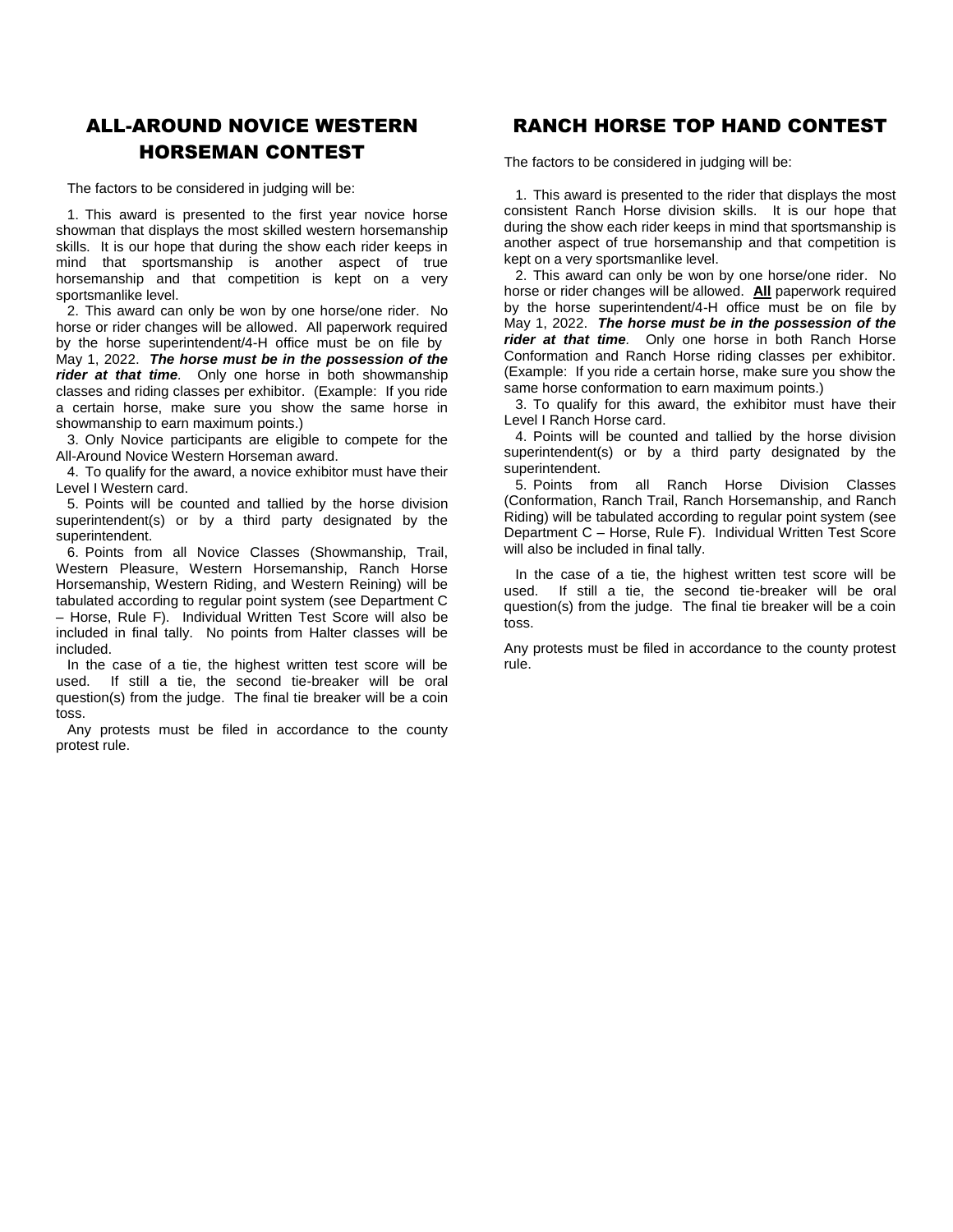## ALL-AROUND NOVICE WESTERN HORSEMAN CONTEST

The factors to be considered in judging will be:

1. This award is presented to the first year novice horse showman that displays the most skilled western horsemanship skills. It is our hope that during the show each rider keeps in mind that sportsmanship is another aspect of true horsemanship and that competition is kept on a very sportsmanlike level.

2. This award can only be won by one horse/one rider. No horse or rider changes will be allowed. All paperwork required by the horse superintendent/4-H office must be on file by May 1, 2022. ***The horse must be in the possession of the rider at that time***. Only one horse in both showmanship classes and riding classes per exhibitor. (Example: If you ride a certain horse, make sure you show the same horse in showmanship to earn maximum points.)

3. Only Novice participants are eligible to compete for the All-Around Novice Western Horseman award.

4. To qualify for the award, a novice exhibitor must have their Level I Western card.

5. Points will be counted and tallied by the horse division superintendent(s) or by a third party designated by the superintendent.

6. Points from all Novice Classes (Showmanship, Trail, Western Pleasure, Western Horsemanship, Ranch Horse Horsemanship, Western Riding, and Western Reining) will be tabulated according to regular point system (see Department C – Horse, Rule F). Individual Written Test Score will also be included in final tally. No points from Halter classes will be included.

In the case of a tie, the highest written test score will be used. If still a tie, the second tie-breaker will be oral question(s) from the judge. The final tie breaker will be a coin toss.

Any protests must be filed in accordance to the county protest rule.

## RANCH HORSE TOP HAND CONTEST

The factors to be considered in judging will be:

1. This award is presented to the rider that displays the most consistent Ranch Horse division skills. It is our hope that during the show each rider keeps in mind that sportsmanship is another aspect of true horsemanship and that competition is kept on a very sportsmanlike level.

2. This award can only be won by one horse/one rider. No horse or rider changes will be allowed. **All** paperwork required by the horse superintendent/4-H office must be on file by May 1, 2022. ***The horse must be in the possession of the rider at that time.*** Only one horse in both Ranch Horse Conformation and Ranch Horse riding classes per exhibitor. (Example: If you ride a certain horse, make sure you show the same horse conformation to earn maximum points.)

3. To qualify for this award, the exhibitor must have their Level I Ranch Horse card.

4. Points will be counted and tallied by the horse division superintendent(s) or by a third party designated by the superintendent.

5. Points from all Ranch Horse Division Classes (Conformation, Ranch Trail, Ranch Horsemanship, and Ranch Riding) will be tabulated according to regular point system (see Department C – Horse, Rule F). Individual Written Test Score will also be included in final tally.

In the case of a tie, the highest written test score will be used. If still a tie, the second tie-breaker will be oral question(s) from the judge. The final tie breaker will be a coin toss.

Any protests must be filed in accordance to the county protest rule.